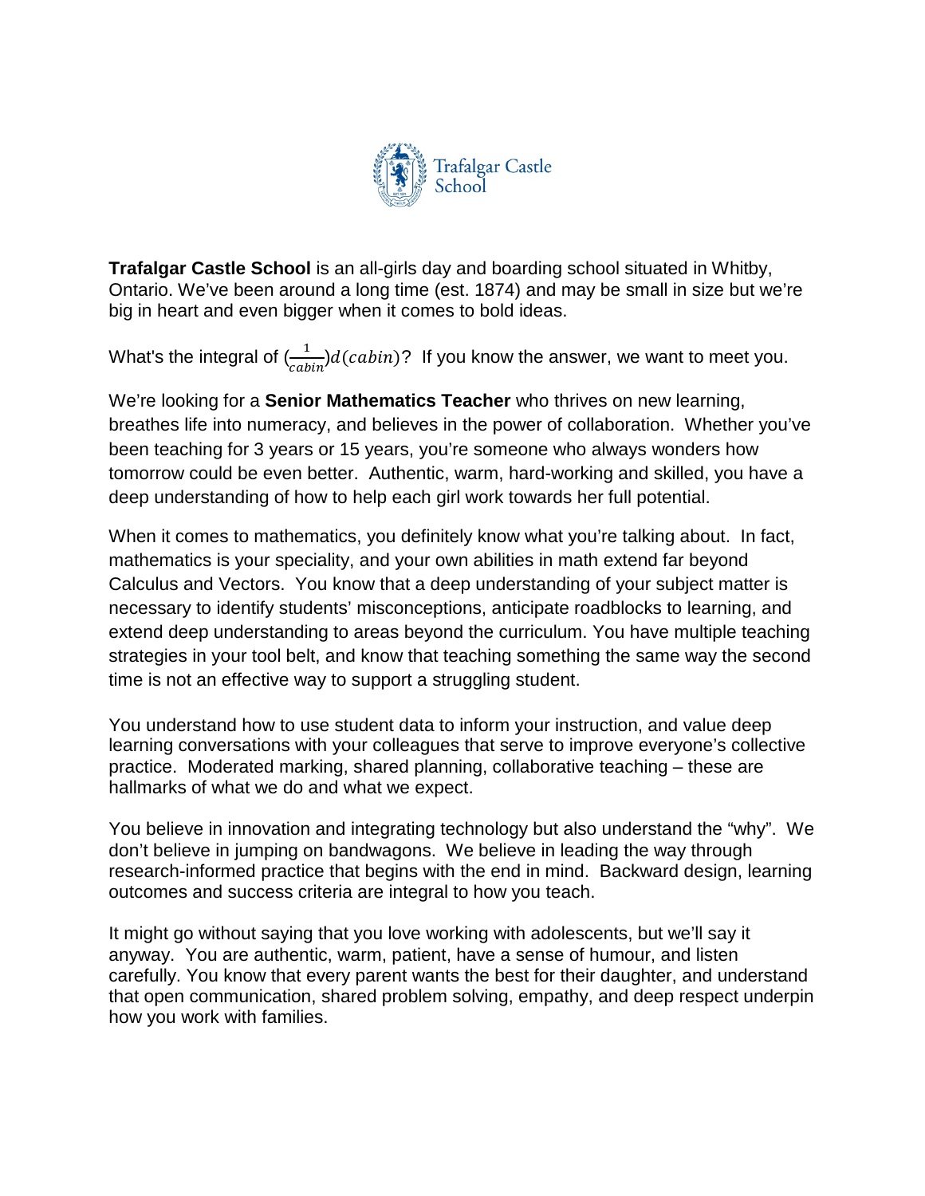Trafalgar Castle School

**Trafalgar Castle School** is an all-girls day and boarding school situated in Whitby, Ontario. We've been around a long time (est. 1874) and may be small in size but we're big in heart and even bigger when it comes to bold ideas.

What's the integral of $(\frac{1}{cabin})d(cabin)$? If you know the answer, we want to meet you.

We're looking for a **Senior Mathematics Teacher** who thrives on new learning, breathes life into numeracy, and believes in the power of collaboration. Whether you've been teaching for 3 years or 15 years, you're someone who always wonders how tomorrow could be even better. Authentic, warm, hard-working and skilled, you have a deep understanding of how to help each girl work towards her full potential.

When it comes to mathematics, you definitely know what you're talking about. In fact, mathematics is your speciality, and your own abilities in math extend far beyond Calculus and Vectors. You know that a deep understanding of your subject matter is necessary to identify students' misconceptions, anticipate roadblocks to learning, and extend deep understanding to areas beyond the curriculum. You have multiple teaching strategies in your tool belt, and know that teaching something the same way the second time is not an effective way to support a struggling student.

You understand how to use student data to inform your instruction, and value deep learning conversations with your colleagues that serve to improve everyone's collective practice. Moderated marking, shared planning, collaborative teaching – these are hallmarks of what we do and what we expect.

You believe in innovation and integrating technology but also understand the "why". We don't believe in jumping on bandwagons. We believe in leading the way through research-informed practice that begins with the end in mind. Backward design, learning outcomes and success criteria are integral to how you teach.

It might go without saying that you love working with adolescents, but we'll say it anyway. You are authentic, warm, patient, have a sense of humour, and listen carefully. You know that every parent wants the best for their daughter, and understand that open communication, shared problem solving, empathy, and deep respect underpin how you work with families.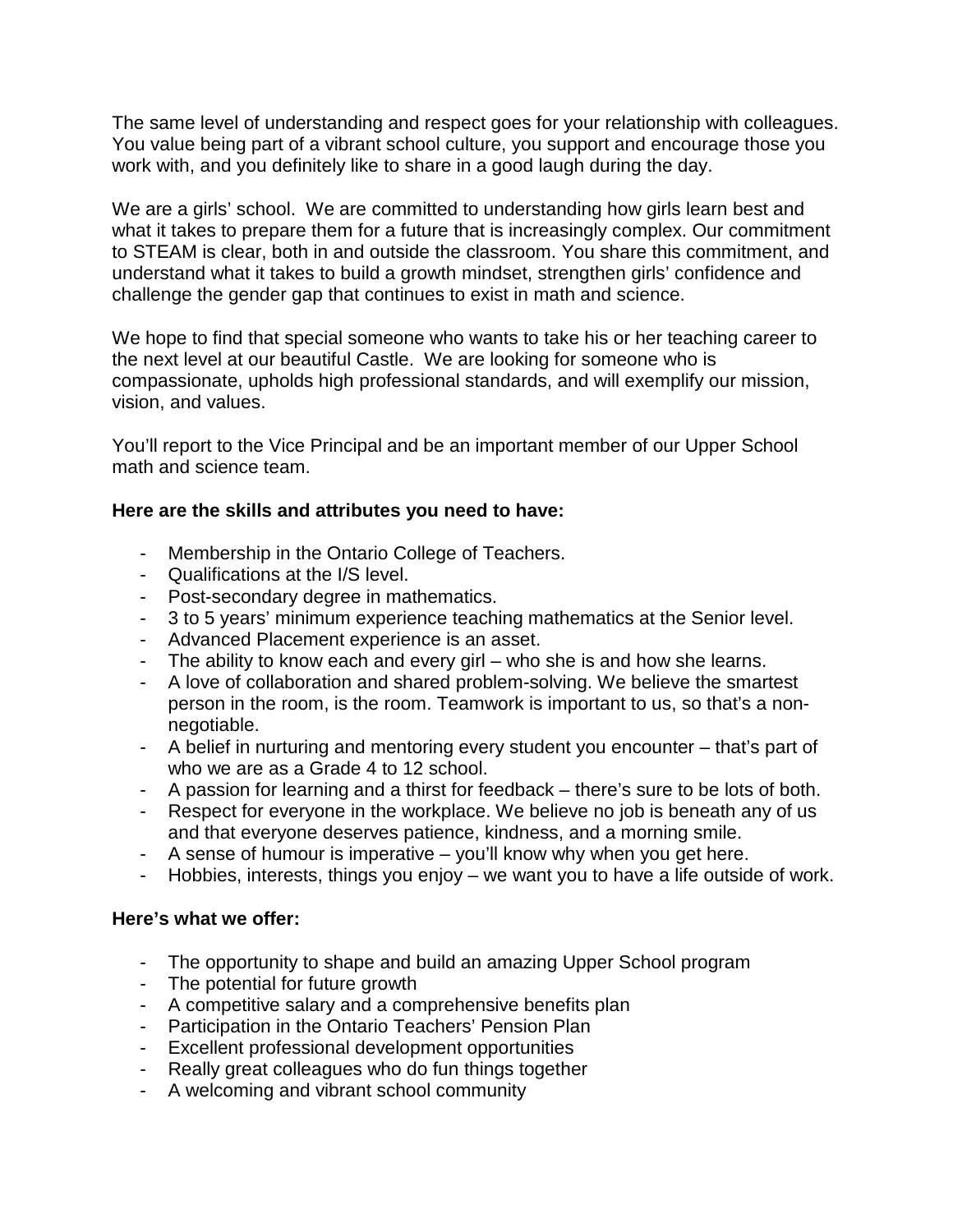The same level of understanding and respect goes for your relationship with colleagues. You value being part of a vibrant school culture, you support and encourage those you work with, and you definitely like to share in a good laugh during the day.

We are a girls' school. We are committed to understanding how girls learn best and what it takes to prepare them for a future that is increasingly complex. Our commitment to STEAM is clear, both in and outside the classroom. You share this commitment, and understand what it takes to build a growth mindset, strengthen girls' confidence and challenge the gender gap that continues to exist in math and science.

We hope to find that special someone who wants to take his or her teaching career to the next level at our beautiful Castle. We are looking for someone who is compassionate, upholds high professional standards, and will exemplify our mission, vision, and values.

You'll report to the Vice Principal and be an important member of our Upper School math and science team.

**Here are the skills and attributes you need to have:**

- Membership in the Ontario College of Teachers.
- Qualifications at the I/S level.
- Post-secondary degree in mathematics.
- 3 to 5 years' minimum experience teaching mathematics at the Senior level.
- Advanced Placement experience is an asset.
- The ability to know each and every girl – who she is and how she learns.
- A love of collaboration and shared problem-solving. We believe the smartest person in the room, is the room. Teamwork is important to us, so that's a non-negotiable.
- A belief in nurturing and mentoring every student you encounter – that's part of who we are as a Grade 4 to 12 school.
- A passion for learning and a thirst for feedback – there's sure to be lots of both.
- Respect for everyone in the workplace. We believe no job is beneath any of us and that everyone deserves patience, kindness, and a morning smile.
- A sense of humour is imperative – you'll know why when you get here.
- Hobbies, interests, things you enjoy – we want you to have a life outside of work.

**Here's what we offer:**

- The opportunity to shape and build an amazing Upper School program
- The potential for future growth
- A competitive salary and a comprehensive benefits plan
- Participation in the Ontario Teachers' Pension Plan
- Excellent professional development opportunities
- Really great colleagues who do fun things together
- A welcoming and vibrant school community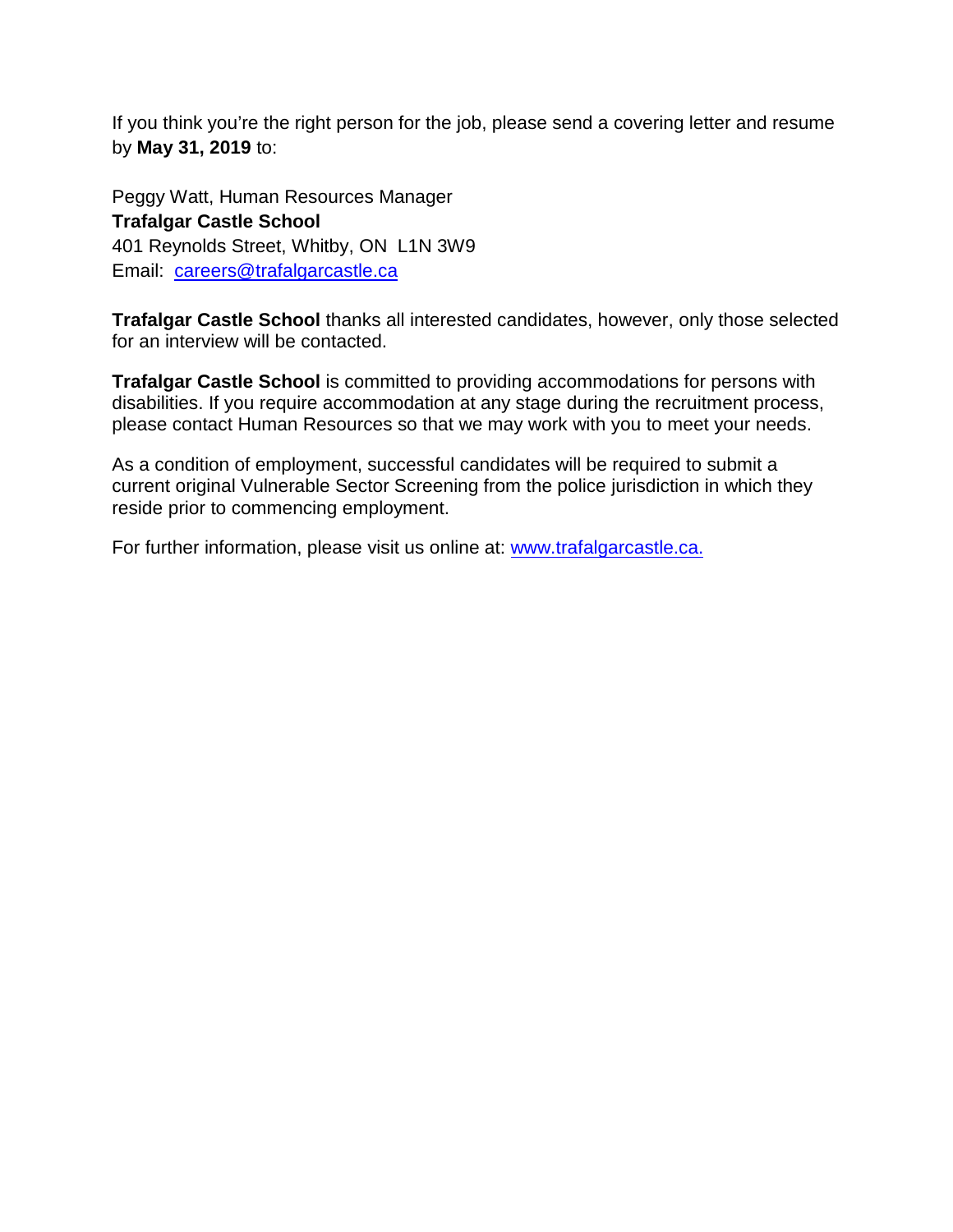If you think you're the right person for the job, please send a covering letter and resume by **May 31, 2019** to:

Peggy Watt, Human Resources Manager
**Trafalgar Castle School**
401 Reynolds Street, Whitby, ON  L1N 3W9
Email:  careers@trafalgarcastle.ca

**Trafalgar Castle School** thanks all interested candidates, however, only those selected for an interview will be contacted.

**Trafalgar Castle School** is committed to providing accommodations for persons with disabilities. If you require accommodation at any stage during the recruitment process, please contact Human Resources so that we may work with you to meet your needs.

As a condition of employment, successful candidates will be required to submit a current original Vulnerable Sector Screening from the police jurisdiction in which they reside prior to commencing employment.

For further information, please visit us online at: www.trafalgarcastle.ca.